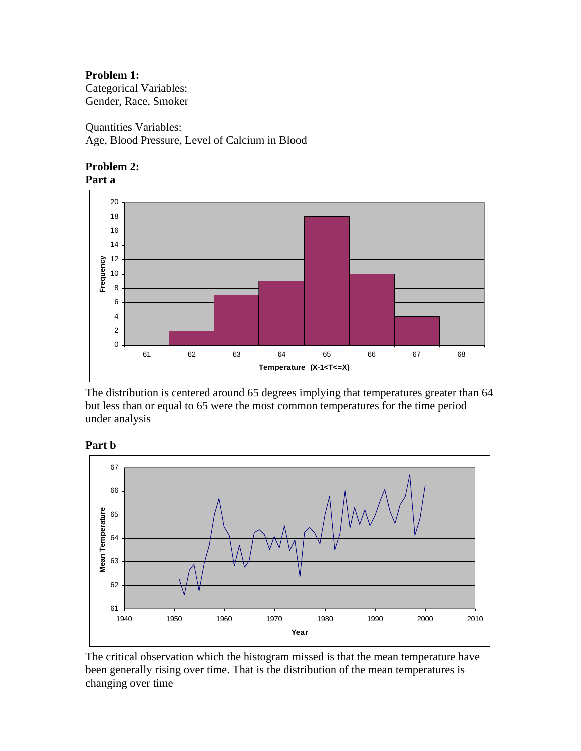**Problem 1:**
Categorical Variables:
Gender, Race, Smoker

Quantities Variables:
Age, Blood Pressure, Level of Calcium in Blood

**Problem 2:**
**Part a**

The distribution is centered around 65 degrees implying that temperatures greater than 64 but less than or equal to 65 were the most common temperatures for the time period under analysis

**Part b**

The critical observation which the histogram missed is that the mean temperature have been generally rising over time. That is the distribution of the mean temperatures is changing over time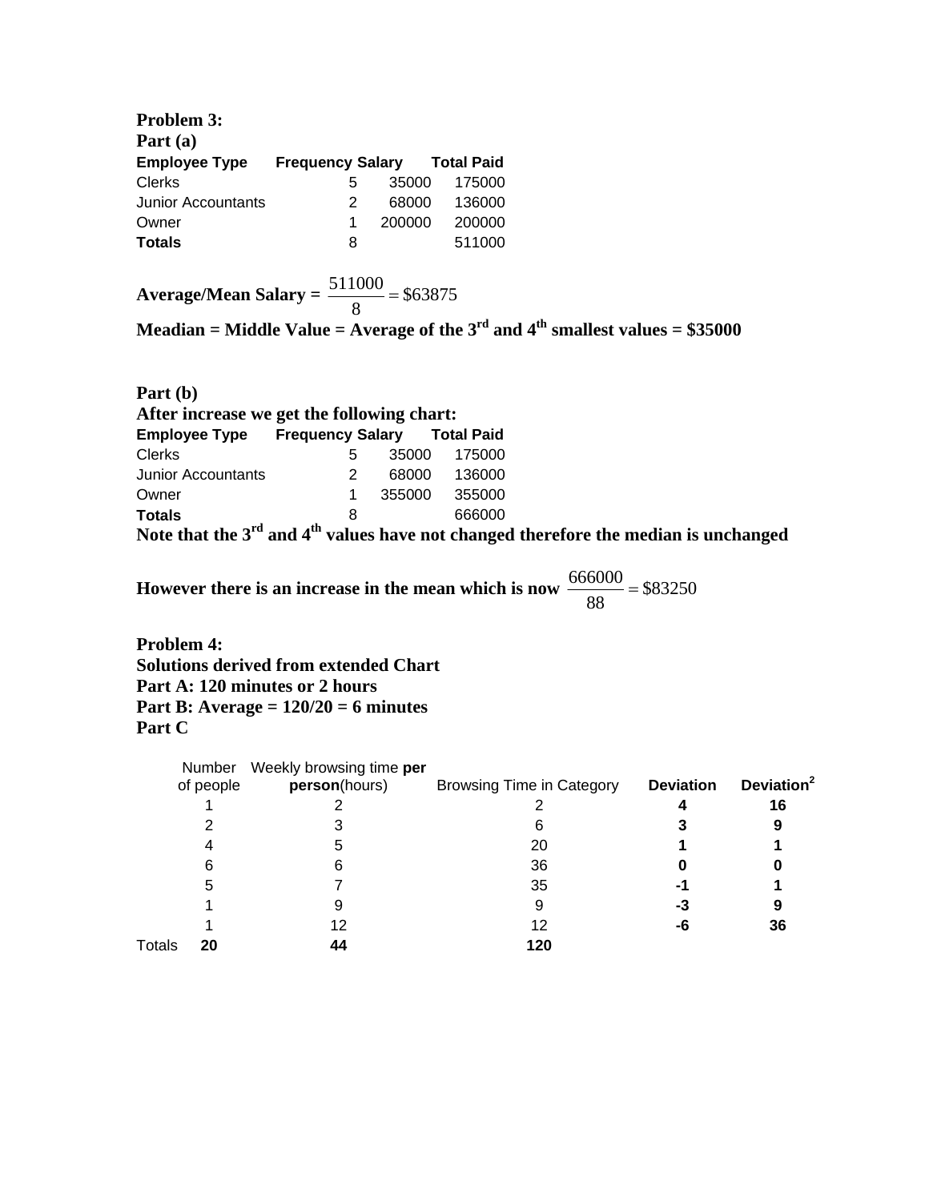**Problem 3:**

**Part (a)**

| Employee Type | Frequency | Salary | Total Paid |
|---|---|---|---|
| Clerks | 5 | 35000 | 175000 |
| Junior Accountants | 2 | 68000 | 136000 |
| Owner | 1 | 200000 | 200000 |
| **Totals** | 8 | | 511000 |

**Average/Mean Salary =** $\frac{511000}{8} = \$63875$

**Meadian = Middle Value = Average of the 3rd and 4th smallest values = $35000**

**Part (b)**

**After increase we get the following chart:**

| Employee Type | Frequency | Salary | Total Paid |
|---|---|---|---|
| Clerks | 5 | 35000 | 175000 |
| Junior Accountants | 2 | 68000 | 136000 |
| Owner | 1 | 355000 | 355000 |
| **Totals** | 8 | | 666000 |

**Note that the 3rd and 4th values have not changed therefore the median is unchanged**

**However there is an increase in the mean which is now** $\frac{666000}{88} = \$83250$

**Problem 4:**
**Solutions derived from extended Chart**
**Part A: 120 minutes or 2 hours**
**Part B: Average = 120/20 = 6 minutes**
**Part C**

| | Number of people | Weekly browsing time **per person**(hours) | Browsing Time in Category | **Deviation** | **Deviation$^2$** |
|---|---|---|---|---|---|
| | 1 | 2 | 2 | **4** | **16** |
| | 2 | 3 | 6 | **3** | **9** |
| | 4 | 5 | 20 | **1** | **1** |
| | 6 | 6 | 36 | **0** | **0** |
| | 5 | 7 | 35 | **-1** | **1** |
| | 1 | 9 | 9 | **-3** | **9** |
| | 1 | 12 | 12 | **-6** | **36** |
| Totals | **20** | **44** | **120** | | |